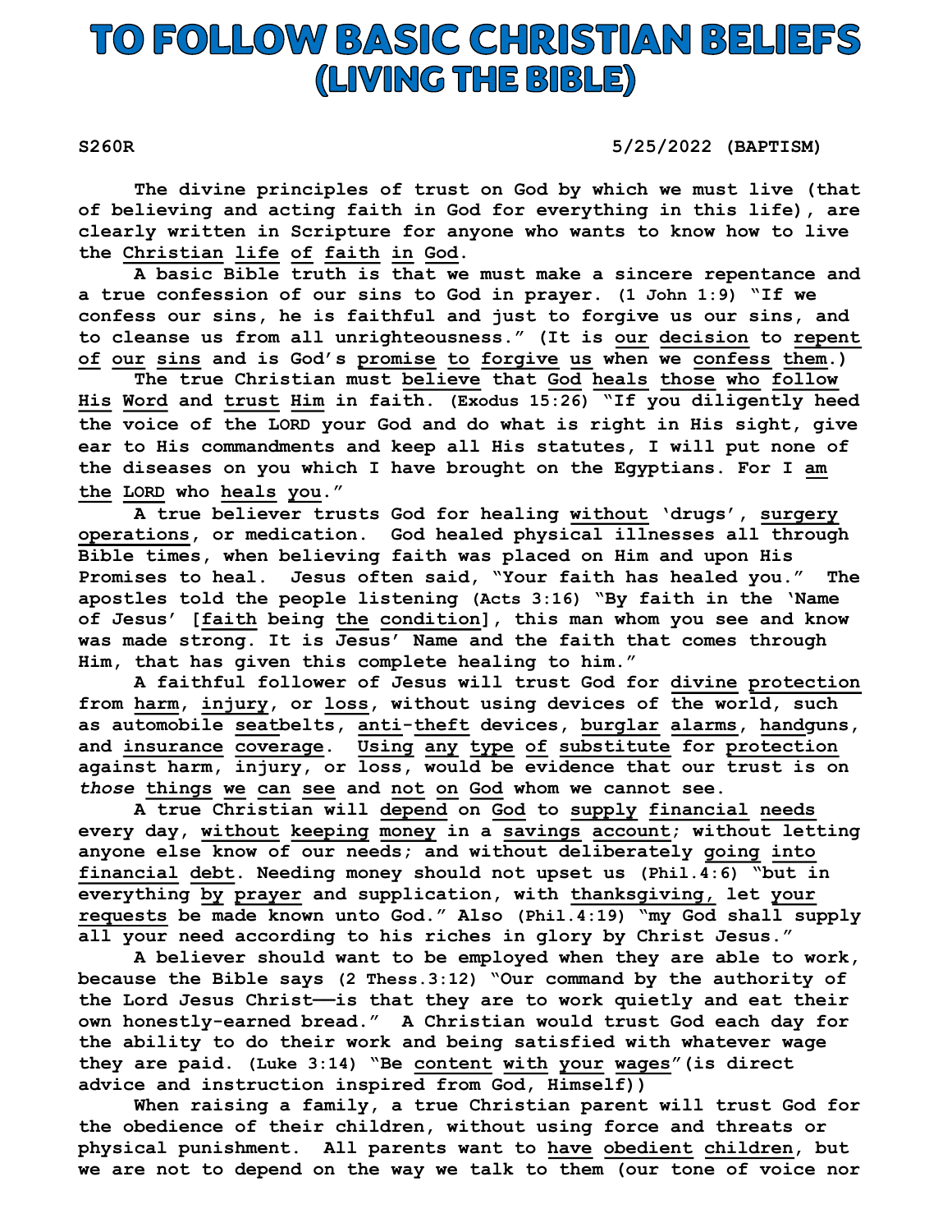# TO FOLLOW BASIC CHRISTIAN BELIEFS
## (LIVING THE BIBLE)

**S260R** **5/25/2022 (BAPTISM)**

**The divine principles of trust on God by which we must live (that of believing and acting faith in God for everything in this life), are clearly written in Scripture for anyone who wants to know how to live the <u>Christian life of faith in God</u>.**

**A basic Bible truth is that we must make a sincere repentance and a true confession of our sins to God in prayer. (1 John 1:9) "If we confess our sins, he is faithful and just to forgive us our sins, and to cleanse us from all unrighteousness." (It is <u>our decision to repent of our sins</u> and is God's <u>promise to forgive us</u> when we <u>confess them</u>.)**

**The true Christian must <u>believe that God heals those who follow His Word</u> and <u>trust Him</u> in faith. (Exodus 15:26) "If you diligently heed the voice of the LORD your God and do what is right in His sight, give ear to His commandments and keep all His statutes, I will put none of the diseases on you which I have brought on the Egyptians. For I <u>am the LORD</u> who <u>heals you</u>."**

**A true believer trusts God for healing <u>without</u> 'drugs', <u>surgery operations</u>, or medication. God healed physical illnesses all through Bible times, when believing faith was placed on Him and upon His Promises to heal. Jesus often said, "Your faith has healed you." The apostles told the people listening (Acts 3:16) "By faith in the 'Name of Jesus' [<u>faith</u> being <u>the condition</u>], this man whom you see and know was made strong. It is Jesus' Name and the faith that comes through Him, that has given this complete healing to him."**

**A faithful follower of Jesus will trust God for <u>divine protection</u> from <u>harm</u>, <u>injury</u>, or <u>loss</u>, without using devices of the world, such as automobile <u>seat</u>belts, <u>anti-theft</u> devices, <u>burglar alarms</u>, <u>hand</u>guns, and <u>insurance coverage</u>. <u>Using any type of substitute</u> for <u>protection</u> against harm, injury, or loss, would be evidence that our trust is on *those* <u>things we can see</u> and <u>not on</u> God whom we cannot see.**

**A true Christian will <u>depend on God</u> to <u>supply financial needs</u> every day, <u>without keeping money</u> in a <u>savings account</u>; without letting anyone else know of our needs; and without deliberately <u>going into financial debt</u>. Needing money should not upset us (Phil.4:6) "but in everything <u>by prayer</u> and supplication, with <u>thanksgiving</u>, let <u>your requests</u> be made known unto God." Also (Phil.4:19) "my God shall supply all your need according to his riches in glory by Christ Jesus."**

**A believer should want to be employed when they are able to work, because the Bible says (2 Thess.3:12) "Our command by the authority of the Lord Jesus Christ——is that they are to work quietly and eat their own honestly-earned bread." A Christian would trust God each day for the ability to do their work and being satisfied with whatever wage they are paid. (Luke 3:14) "Be <u>content with your wages</u>"(is direct advice and instruction inspired from God, Himself))**

**When raising a family, a true Christian parent will trust God for the obedience of their children, without using force and threats or physical punishment. All parents want to <u>have obedient children</u>, but we are not to depend on the way we talk to them (our tone of voice nor**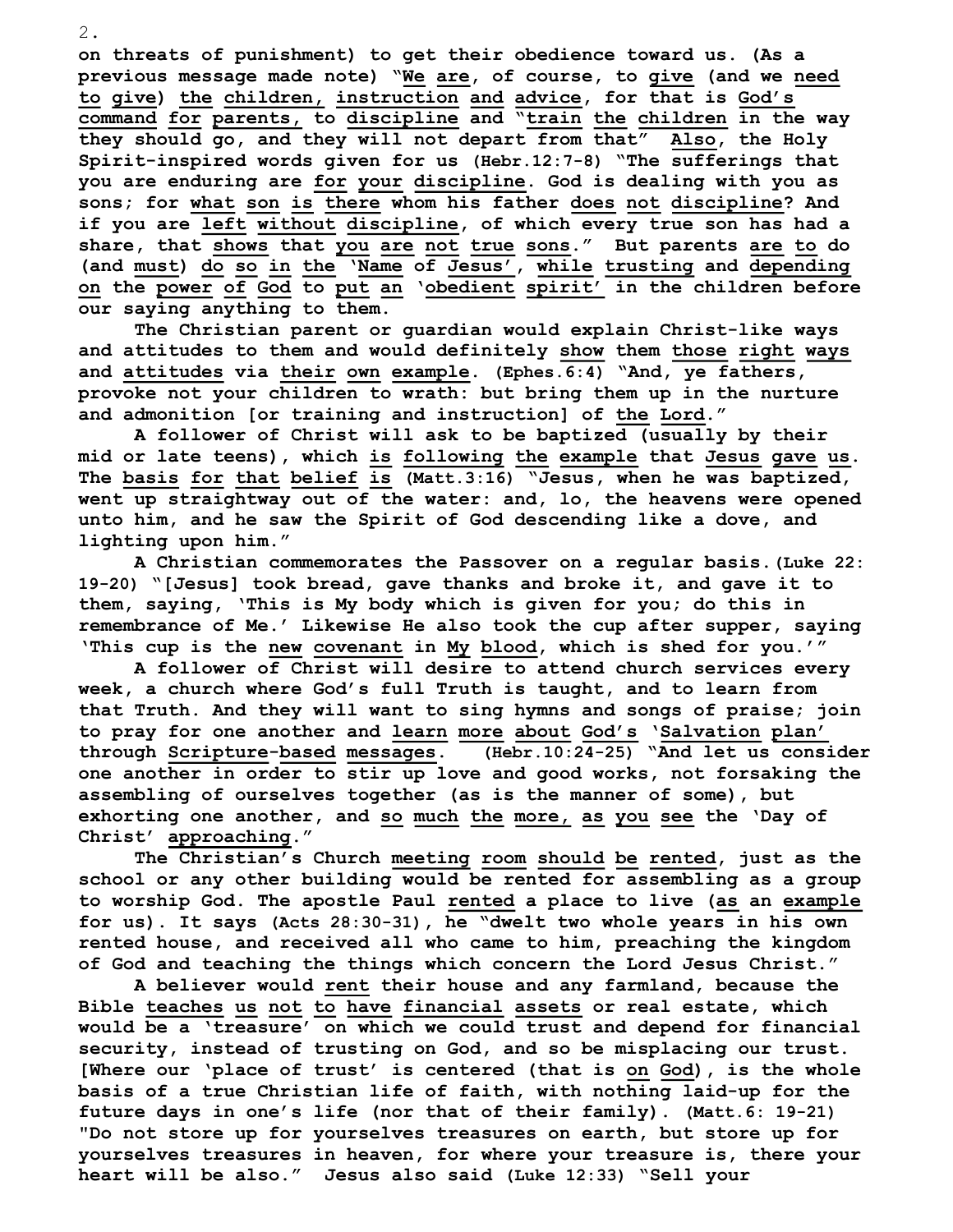on threats of punishment) to get their obedience toward us. (As a previous message made note) "We are, of course, to give (and we need to give) the children, instruction and advice, for that is God's command for parents, to discipline and "train the children in the way they should go, and they will not depart from that" Also, the Holy Spirit-inspired words given for us (Hebr.12:7-8) "The sufferings that you are enduring are for your discipline. God is dealing with you as sons; for what son is there whom his father does not discipline? And if you are left without discipline, of which every true son has had a share, that shows that you are not true sons." But parents are to do (and must) do so in the 'Name of Jesus', while trusting and depending on the power of God to put an 'obedient spirit' in the children before our saying anything to them.

The Christian parent or guardian would explain Christ-like ways and attitudes to them and would definitely show them those right ways and attitudes via their own example. (Ephes.6:4) "And, ye fathers, provoke not your children to wrath: but bring them up in the nurture and admonition [or training and instruction] of the Lord."

A follower of Christ will ask to be baptized (usually by their mid or late teens), which is following the example that Jesus gave us. The basis for that belief is (Matt.3:16) "Jesus, when he was baptized, went up straightway out of the water: and, lo, the heavens were opened unto him, and he saw the Spirit of God descending like a dove, and lighting upon him."

A Christian commemorates the Passover on a regular basis.(Luke 22: 19-20) "[Jesus] took bread, gave thanks and broke it, and gave it to them, saying, 'This is My body which is given for you; do this in remembrance of Me.' Likewise He also took the cup after supper, saying 'This cup is the new covenant in My blood, which is shed for you.'"

A follower of Christ will desire to attend church services every week, a church where God's full Truth is taught, and to learn from that Truth. And they will want to sing hymns and songs of praise; join to pray for one another and learn more about God's 'Salvation plan' through Scripture-based messages. (Hebr.10:24-25) "And let us consider one another in order to stir up love and good works, not forsaking the assembling of ourselves together (as is the manner of some), but exhorting one another, and so much the more, as you see the 'Day of Christ' approaching."

The Christian's Church meeting room should be rented, just as the school or any other building would be rented for assembling as a group to worship God. The apostle Paul rented a place to live (as an example for us). It says (Acts 28:30-31), he "dwelt two whole years in his own rented house, and received all who came to him, preaching the kingdom of God and teaching the things which concern the Lord Jesus Christ."

A believer would rent their house and any farmland, because the Bible teaches us not to have financial assets or real estate, which would be a 'treasure' on which we could trust and depend for financial security, instead of trusting on God, and so be misplacing our trust. [Where our 'place of trust' is centered (that is on God), is the whole basis of a true Christian life of faith, with nothing laid-up for the future days in one's life (nor that of their family). (Matt.6: 19-21) "Do not store up for yourselves treasures on earth, but store up for yourselves treasures in heaven, for where your treasure is, there your heart will be also." Jesus also said (Luke 12:33) "Sell your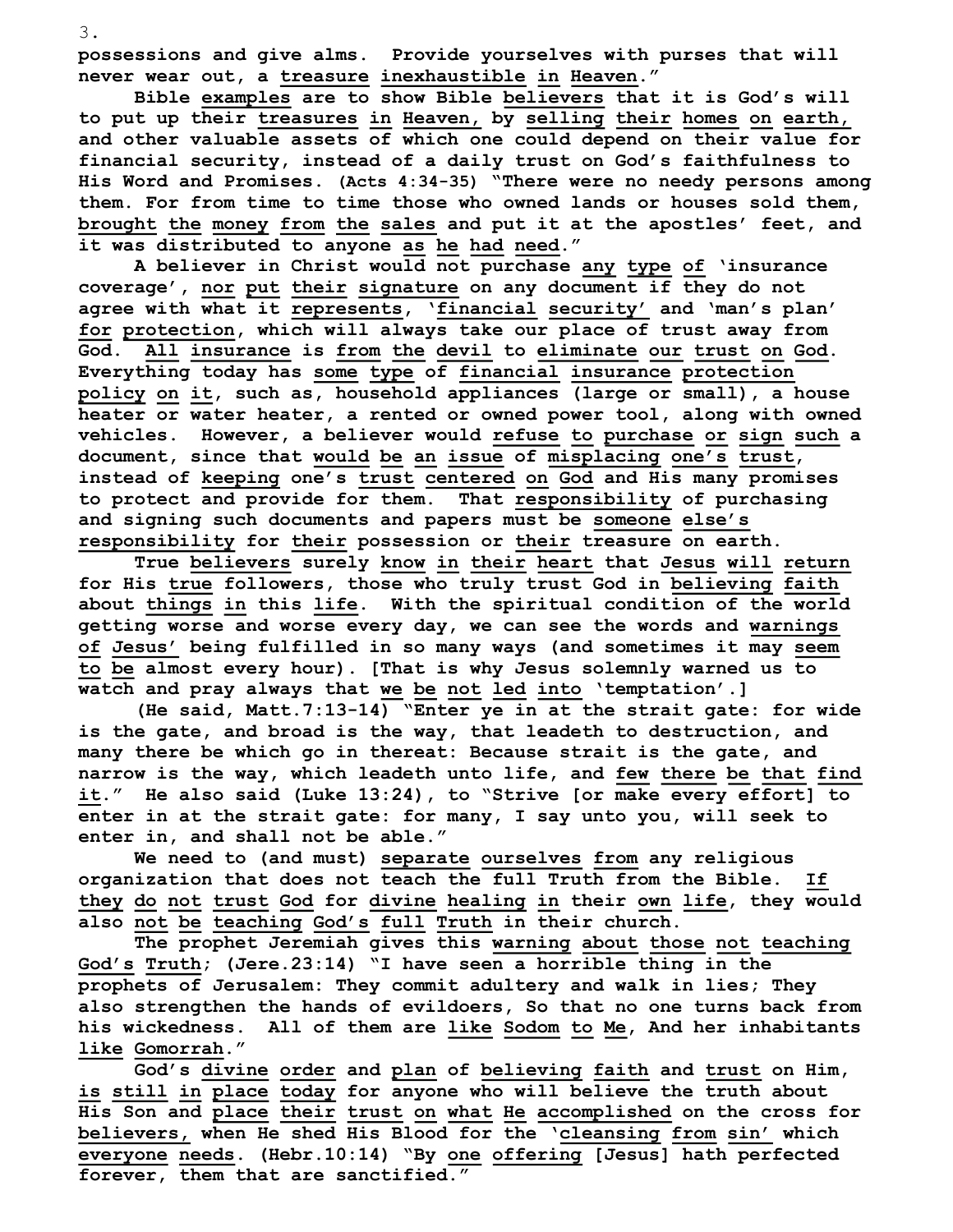possessions and give alms. Provide yourselves with purses that will never wear out, a treasure inexhaustible in Heaven."

Bible examples are to show Bible believers that it is God's will to put up their treasures in Heaven, by selling their homes on earth, and other valuable assets of which one could depend on their value for financial security, instead of a daily trust on God's faithfulness to His Word and Promises. (Acts 4:34-35) "There were no needy persons among them. For from time to time those who owned lands or houses sold them, brought the money from the sales and put it at the apostles' feet, and it was distributed to anyone as he had need."

A believer in Christ would not purchase any type of 'insurance coverage', nor put their signature on any document if they do not agree with what it represents, 'financial security' and 'man's plan' for protection, which will always take our place of trust away from God. All insurance is from the devil to eliminate our trust on God. Everything today has some type of financial insurance protection policy on it, such as, household appliances (large or small), a house heater or water heater, a rented or owned power tool, along with owned vehicles. However, a believer would refuse to purchase or sign such a document, since that would be an issue of misplacing one's trust, instead of keeping one's trust centered on God and His many promises to protect and provide for them. That responsibility of purchasing and signing such documents and papers must be someone else's responsibility for their possession or their treasure on earth.

True believers surely know in their heart that Jesus will return for His true followers, those who truly trust God in believing faith about things in this life. With the spiritual condition of the world getting worse and worse every day, we can see the words and warnings of Jesus' being fulfilled in so many ways (and sometimes it may seem to be almost every hour). [That is why Jesus solemnly warned us to watch and pray always that we be not led into 'temptation'.]

(He said, Matt.7:13-14) "Enter ye in at the strait gate: for wide is the gate, and broad is the way, that leadeth to destruction, and many there be which go in thereat: Because strait is the gate, and narrow is the way, which leadeth unto life, and few there be that find it." He also said (Luke 13:24), to "Strive [or make every effort] to enter in at the strait gate: for many, I say unto you, will seek to enter in, and shall not be able."

We need to (and must) separate ourselves from any religious organization that does not teach the full Truth from the Bible. If they do not trust God for divine healing in their own life, they would also not be teaching God's full Truth in their church.

The prophet Jeremiah gives this warning about those not teaching God's Truth; (Jere.23:14) "I have seen a horrible thing in the prophets of Jerusalem: They commit adultery and walk in lies; They also strengthen the hands of evildoers, So that no one turns back from his wickedness. All of them are like Sodom to Me, And her inhabitants like Gomorrah."

God's divine order and plan of believing faith and trust on Him, is still in place today for anyone who will believe the truth about His Son and place their trust on what He accomplished on the cross for believers, when He shed His Blood for the 'cleansing from sin' which everyone needs. (Hebr.10:14) "By one offering [Jesus] hath perfected forever, them that are sanctified."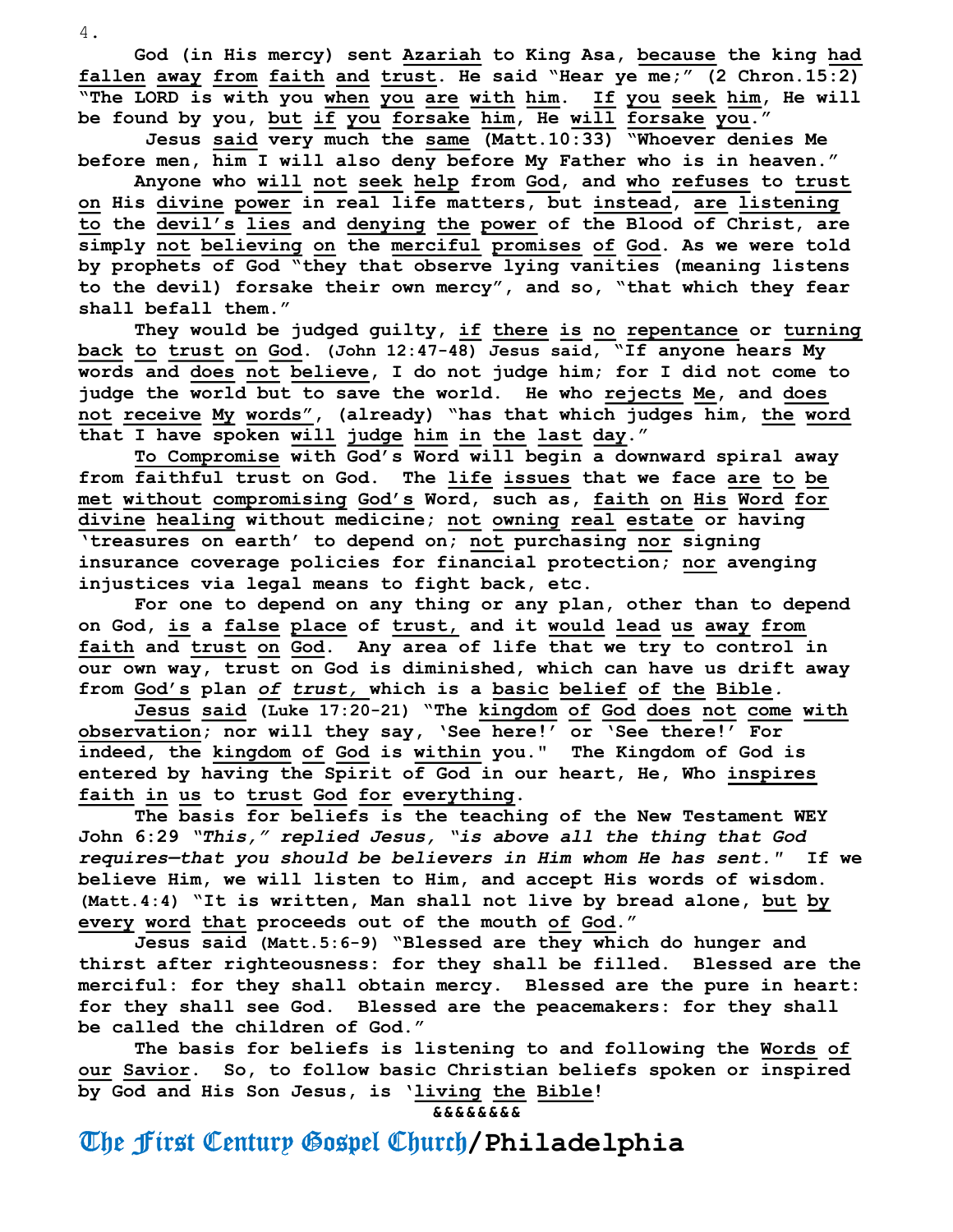God (in His mercy) sent Azariah to King Asa, because the king had fallen away from faith and trust. He said "Hear ye me;" (2 Chron.15:2) "The LORD is with you when you are with him. If you seek him, He will be found by you, but if you forsake him, He will forsake you."

Jesus said very much the same (Matt.10:33) "Whoever denies Me before men, him I will also deny before My Father who is in heaven."

Anyone who will not seek help from God, and who refuses to trust on His divine power in real life matters, but instead, are listening to the devil's lies and denying the power of the Blood of Christ, are simply not believing on the merciful promises of God. As we were told by prophets of God "they that observe lying vanities (meaning listens to the devil) forsake their own mercy", and so, "that which they fear shall befall them."

They would be judged guilty, if there is no repentance or turning back to trust on God. (John 12:47-48) Jesus said, "If anyone hears My words and does not believe, I do not judge him; for I did not come to judge the world but to save the world. He who rejects Me, and does not receive My words", (already) "has that which judges him, the word that I have spoken will judge him in the last day."

To Compromise with God's Word will begin a downward spiral away from faithful trust on God. The life issues that we face are to be met without compromising God's Word, such as, faith on His Word for divine healing without medicine; not owning real estate or having 'treasures on earth' to depend on; not purchasing nor signing insurance coverage policies for financial protection; nor avenging injustices via legal means to fight back, etc.

For one to depend on any thing or any plan, other than to depend on God, is a false place of trust, and it would lead us away from faith and trust on God. Any area of life that we try to control in our own way, trust on God is diminished, which can have us drift away from God's plan *of trust,* which is a basic belief of the Bible.

Jesus said (Luke 17:20-21) "The kingdom of God does not come with observation; nor will they say, 'See here!' or 'See there!' For indeed, the kingdom of God is within you." The Kingdom of God is entered by having the Spirit of God in our heart, He, Who inspires faith in us to trust God for everything.

The basis for beliefs is the teaching of the New Testament WEY John 6:29 *"This," replied Jesus, "is above all the thing that God requires—that you should be believers in Him whom He has sent."* If we believe Him, we will listen to Him, and accept His words of wisdom. (Matt.4:4) "It is written, Man shall not live by bread alone, but by every word that proceeds out of the mouth of God."

Jesus said (Matt.5:6-9) "Blessed are they which do hunger and thirst after righteousness: for they shall be filled. Blessed are the merciful: for they shall obtain mercy. Blessed are the pure in heart: for they shall see God. Blessed are the peacemakers: for they shall be called the children of God."

The basis for beliefs is listening to and following the Words of our Savior. So, to follow basic Christian beliefs spoken or inspired by God and His Son Jesus, is 'living the Bible!

&&&&&&&&

The First Century Gospel Church/**Philadelphia**